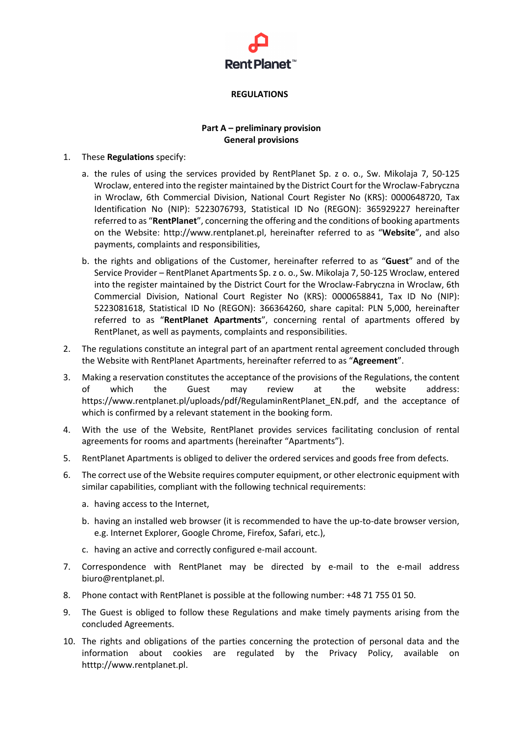RentPlanet™

# REGULATIONS

## Part A – preliminary provision
## General provisions

1. These **Regulations** specify:

   a. the rules of using the services provided by RentPlanet Sp. z o. o., Sw. Mikolaja 7, 50-125 Wroclaw, entered into the register maintained by the District Court for the Wroclaw-Fabryczna in Wroclaw, 6th Commercial Division, National Court Register No (KRS): 0000648720, Tax Identification No (NIP): 5223076793, Statistical ID No (REGON): 365929227 hereinafter referred to as "**RentPlanet**", concerning the offering and the conditions of booking apartments on the Website: http://www.rentplanet.pl, hereinafter referred to as "**Website**", and also payments, complaints and responsibilities,

   b. the rights and obligations of the Customer, hereinafter referred to as "**Guest**" and of the Service Provider – RentPlanet Apartments Sp. z o. o., Sw. Mikolaja 7, 50-125 Wroclaw, entered into the register maintained by the District Court for the Wroclaw-Fabryczna in Wroclaw, 6th Commercial Division, National Court Register No (KRS): 0000658841, Tax ID No (NIP): 5223081618, Statistical ID No (REGON): 366364260, share capital: PLN 5,000, hereinafter referred to as "**RentPlanet Apartments**", concerning rental of apartments offered by RentPlanet, as well as payments, complaints and responsibilities.

2. The regulations constitute an integral part of an apartment rental agreement concluded through the Website with RentPlanet Apartments, hereinafter referred to as "**Agreement**".

3. Making a reservation constitutes the acceptance of the provisions of the Regulations, the content of which the Guest may review at the website address: https://www.rentplanet.pl/uploads/pdf/RegulaminRentPlanet_EN.pdf, and the acceptance of which is confirmed by a relevant statement in the booking form.

4. With the use of the Website, RentPlanet provides services facilitating conclusion of rental agreements for rooms and apartments (hereinafter "Apartments").

5. RentPlanet Apartments is obliged to deliver the ordered services and goods free from defects.

6. The correct use of the Website requires computer equipment, or other electronic equipment with similar capabilities, compliant with the following technical requirements:

   a. having access to the Internet,

   b. having an installed web browser (it is recommended to have the up-to-date browser version, e.g. Internet Explorer, Google Chrome, Firefox, Safari, etc.),

   c. having an active and correctly configured e-mail account.

7. Correspondence with RentPlanet may be directed by e-mail to the e-mail address biuro@rentplanet.pl.

8. Phone contact with RentPlanet is possible at the following number: +48 71 755 01 50.

9. The Guest is obliged to follow these Regulations and make timely payments arising from the concluded Agreements.

10. The rights and obligations of the parties concerning the protection of personal data and the information about cookies are regulated by the Privacy Policy, available on htttp://www.rentplanet.pl.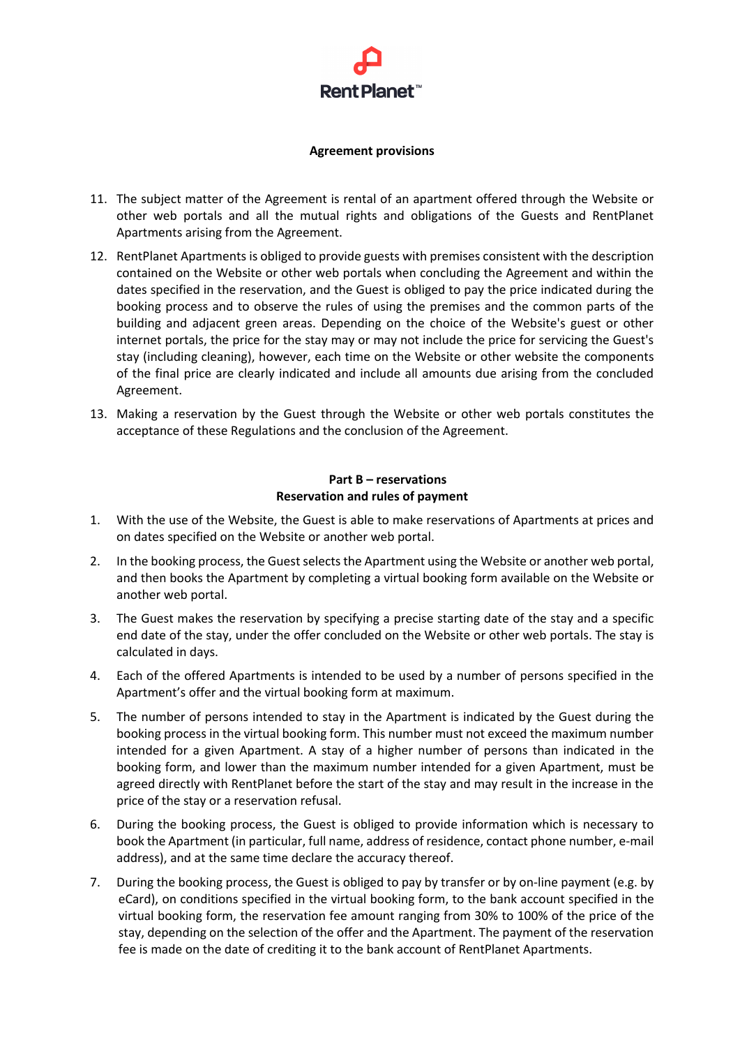**Agreement provisions**

11. The subject matter of the Agreement is rental of an apartment offered through the Website or other web portals and all the mutual rights and obligations of the Guests and RentPlanet Apartments arising from the Agreement.
12. RentPlanet Apartments is obliged to provide guests with premises consistent with the description contained on the Website or other web portals when concluding the Agreement and within the dates specified in the reservation, and the Guest is obliged to pay the price indicated during the booking process and to observe the rules of using the premises and the common parts of the building and adjacent green areas. Depending on the choice of the Website's guest or other internet portals, the price for the stay may or may not include the price for servicing the Guest's stay (including cleaning), however, each time on the Website or other website the components of the final price are clearly indicated and include all amounts due arising from the concluded Agreement.
13. Making a reservation by the Guest through the Website or other web portals constitutes the acceptance of these Regulations and the conclusion of the Agreement.

**Part B – reservations**
**Reservation and rules of payment**

1. With the use of the Website, the Guest is able to make reservations of Apartments at prices and on dates specified on the Website or another web portal.
2. In the booking process, the Guest selects the Apartment using the Website or another web portal, and then books the Apartment by completing a virtual booking form available on the Website or another web portal.
3. The Guest makes the reservation by specifying a precise starting date of the stay and a specific end date of the stay, under the offer concluded on the Website or other web portals. The stay is calculated in days.
4. Each of the offered Apartments is intended to be used by a number of persons specified in the Apartment's offer and the virtual booking form at maximum.
5. The number of persons intended to stay in the Apartment is indicated by the Guest during the booking process in the virtual booking form. This number must not exceed the maximum number intended for a given Apartment. A stay of a higher number of persons than indicated in the booking form, and lower than the maximum number intended for a given Apartment, must be agreed directly with RentPlanet before the start of the stay and may result in the increase in the price of the stay or a reservation refusal.
6. During the booking process, the Guest is obliged to provide information which is necessary to book the Apartment (in particular, full name, address of residence, contact phone number, e-mail address), and at the same time declare the accuracy thereof.
7. During the booking process, the Guest is obliged to pay by transfer or by on-line payment (e.g. by eCard), on conditions specified in the virtual booking form, to the bank account specified in the virtual booking form, the reservation fee amount ranging from 30% to 100% of the price of the stay, depending on the selection of the offer and the Apartment. The payment of the reservation fee is made on the date of crediting it to the bank account of RentPlanet Apartments.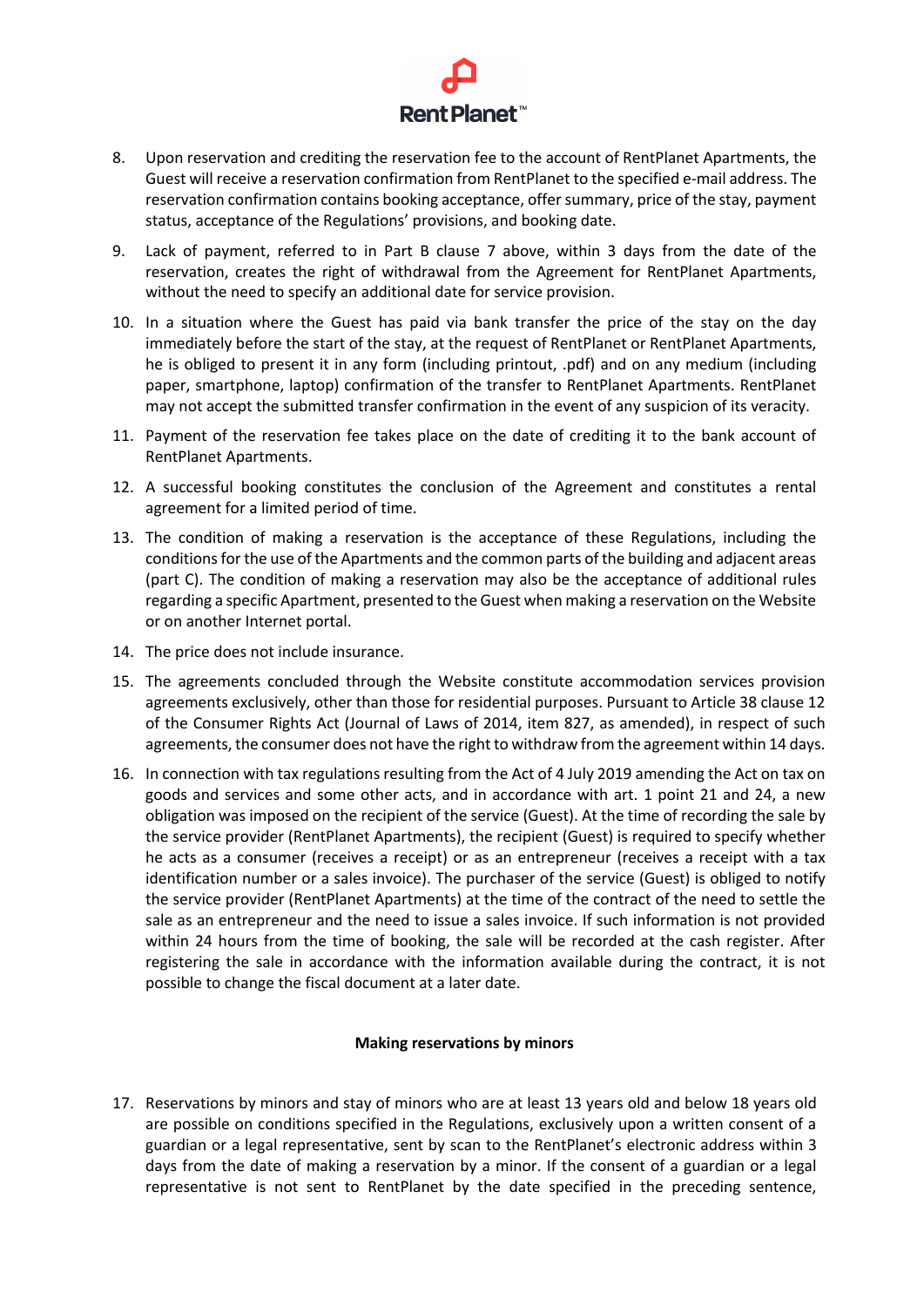8. Upon reservation and crediting the reservation fee to the account of RentPlanet Apartments, the Guest will receive a reservation confirmation from RentPlanet to the specified e-mail address. The reservation confirmation contains booking acceptance, offer summary, price of the stay, payment status, acceptance of the Regulations' provisions, and booking date.

9. Lack of payment, referred to in Part B clause 7 above, within 3 days from the date of the reservation, creates the right of withdrawal from the Agreement for RentPlanet Apartments, without the need to specify an additional date for service provision.

10. In a situation where the Guest has paid via bank transfer the price of the stay on the day immediately before the start of the stay, at the request of RentPlanet or RentPlanet Apartments, he is obliged to present it in any form (including printout, .pdf) and on any medium (including paper, smartphone, laptop) confirmation of the transfer to RentPlanet Apartments. RentPlanet may not accept the submitted transfer confirmation in the event of any suspicion of its veracity.

11. Payment of the reservation fee takes place on the date of crediting it to the bank account of RentPlanet Apartments.

12. A successful booking constitutes the conclusion of the Agreement and constitutes a rental agreement for a limited period of time.

13. The condition of making a reservation is the acceptance of these Regulations, including the conditions for the use of the Apartments and the common parts of the building and adjacent areas (part C). The condition of making a reservation may also be the acceptance of additional rules regarding a specific Apartment, presented to the Guest when making a reservation on the Website or on another Internet portal.

14. The price does not include insurance.

15. The agreements concluded through the Website constitute accommodation services provision agreements exclusively, other than those for residential purposes. Pursuant to Article 38 clause 12 of the Consumer Rights Act (Journal of Laws of 2014, item 827, as amended), in respect of such agreements, the consumer does not have the right to withdraw from the agreement within 14 days.

16. In connection with tax regulations resulting from the Act of 4 July 2019 amending the Act on tax on goods and services and some other acts, and in accordance with art. 1 point 21 and 24, a new obligation was imposed on the recipient of the service (Guest). At the time of recording the sale by the service provider (RentPlanet Apartments), the recipient (Guest) is required to specify whether he acts as a consumer (receives a receipt) or as an entrepreneur (receives a receipt with a tax identification number or a sales invoice). The purchaser of the service (Guest) is obliged to notify the service provider (RentPlanet Apartments) at the time of the contract of the need to settle the sale as an entrepreneur and the need to issue a sales invoice. If such information is not provided within 24 hours from the time of booking, the sale will be recorded at the cash register. After registering the sale in accordance with the information available during the contract, it is not possible to change the fiscal document at a later date.

**Making reservations by minors**

17. Reservations by minors and stay of minors who are at least 13 years old and below 18 years old are possible on conditions specified in the Regulations, exclusively upon a written consent of a guardian or a legal representative, sent by scan to the RentPlanet's electronic address within 3 days from the date of making a reservation by a minor. If the consent of a guardian or a legal representative is not sent to RentPlanet by the date specified in the preceding sentence,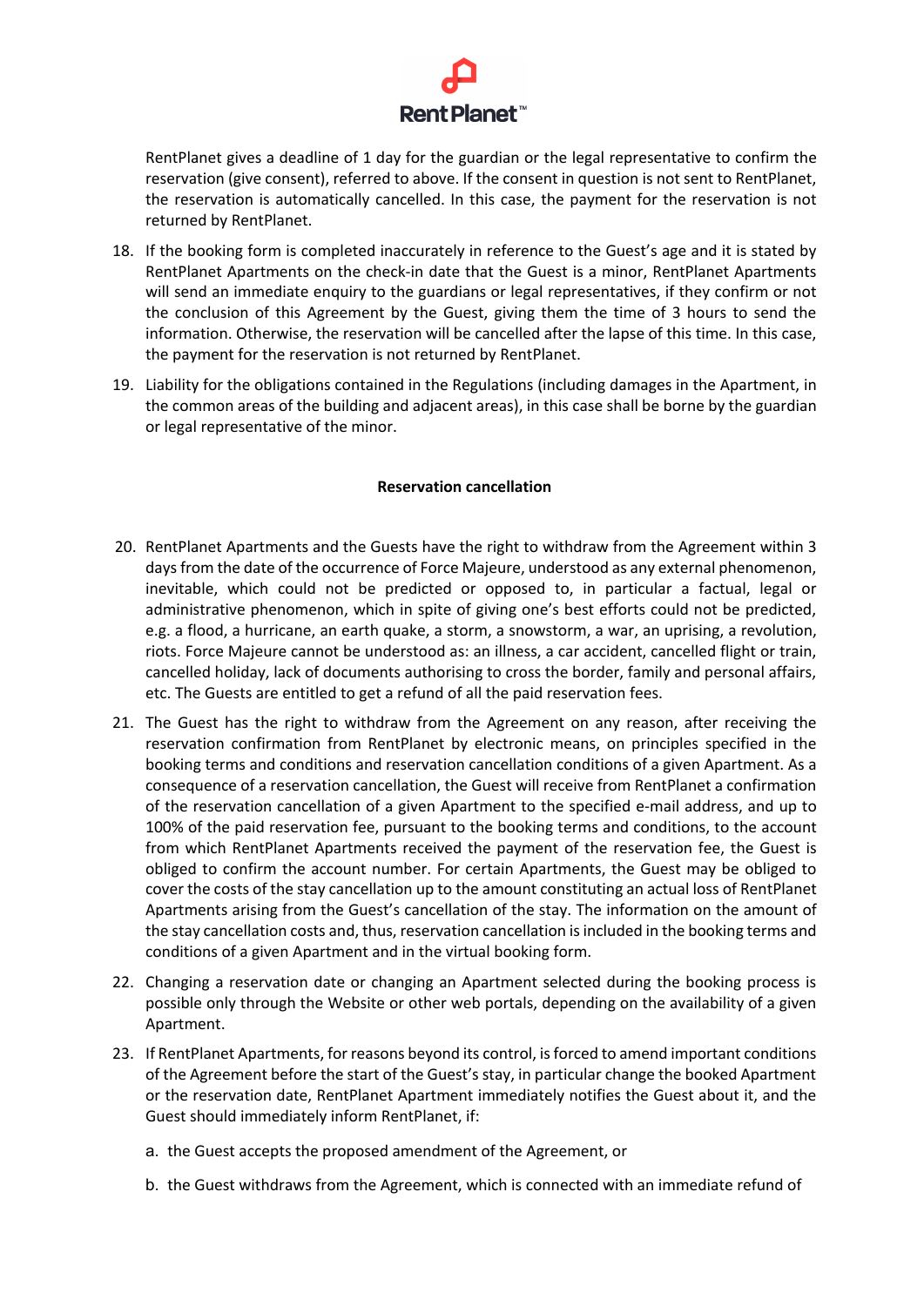RentPlanet gives a deadline of 1 day for the guardian or the legal representative to confirm the reservation (give consent), referred to above. If the consent in question is not sent to RentPlanet, the reservation is automatically cancelled. In this case, the payment for the reservation is not returned by RentPlanet.

18. If the booking form is completed inaccurately in reference to the Guest's age and it is stated by RentPlanet Apartments on the check-in date that the Guest is a minor, RentPlanet Apartments will send an immediate enquiry to the guardians or legal representatives, if they confirm or not the conclusion of this Agreement by the Guest, giving them the time of 3 hours to send the information. Otherwise, the reservation will be cancelled after the lapse of this time. In this case, the payment for the reservation is not returned by RentPlanet.
19. Liability for the obligations contained in the Regulations (including damages in the Apartment, in the common areas of the building and adjacent areas), in this case shall be borne by the guardian or legal representative of the minor.

**Reservation cancellation**

20. RentPlanet Apartments and the Guests have the right to withdraw from the Agreement within 3 days from the date of the occurrence of Force Majeure, understood as any external phenomenon, inevitable, which could not be predicted or opposed to, in particular a factual, legal or administrative phenomenon, which in spite of giving one's best efforts could not be predicted, e.g. a flood, a hurricane, an earth quake, a storm, a snowstorm, a war, an uprising, a revolution, riots. Force Majeure cannot be understood as: an illness, a car accident, cancelled flight or train, cancelled holiday, lack of documents authorising to cross the border, family and personal affairs, etc. The Guests are entitled to get a refund of all the paid reservation fees.
21. The Guest has the right to withdraw from the Agreement on any reason, after receiving the reservation confirmation from RentPlanet by electronic means, on principles specified in the booking terms and conditions and reservation cancellation conditions of a given Apartment. As a consequence of a reservation cancellation, the Guest will receive from RentPlanet a confirmation of the reservation cancellation of a given Apartment to the specified e-mail address, and up to 100% of the paid reservation fee, pursuant to the booking terms and conditions, to the account from which RentPlanet Apartments received the payment of the reservation fee, the Guest is obliged to confirm the account number. For certain Apartments, the Guest may be obliged to cover the costs of the stay cancellation up to the amount constituting an actual loss of RentPlanet Apartments arising from the Guest's cancellation of the stay. The information on the amount of the stay cancellation costs and, thus, reservation cancellation is included in the booking terms and conditions of a given Apartment and in the virtual booking form.
22. Changing a reservation date or changing an Apartment selected during the booking process is possible only through the Website or other web portals, depending on the availability of a given Apartment.
23. If RentPlanet Apartments, for reasons beyond its control, is forced to amend important conditions of the Agreement before the start of the Guest's stay, in particular change the booked Apartment or the reservation date, RentPlanet Apartment immediately notifies the Guest about it, and the Guest should immediately inform RentPlanet, if:

    a. the Guest accepts the proposed amendment of the Agreement, or

    b. the Guest withdraws from the Agreement, which is connected with an immediate refund of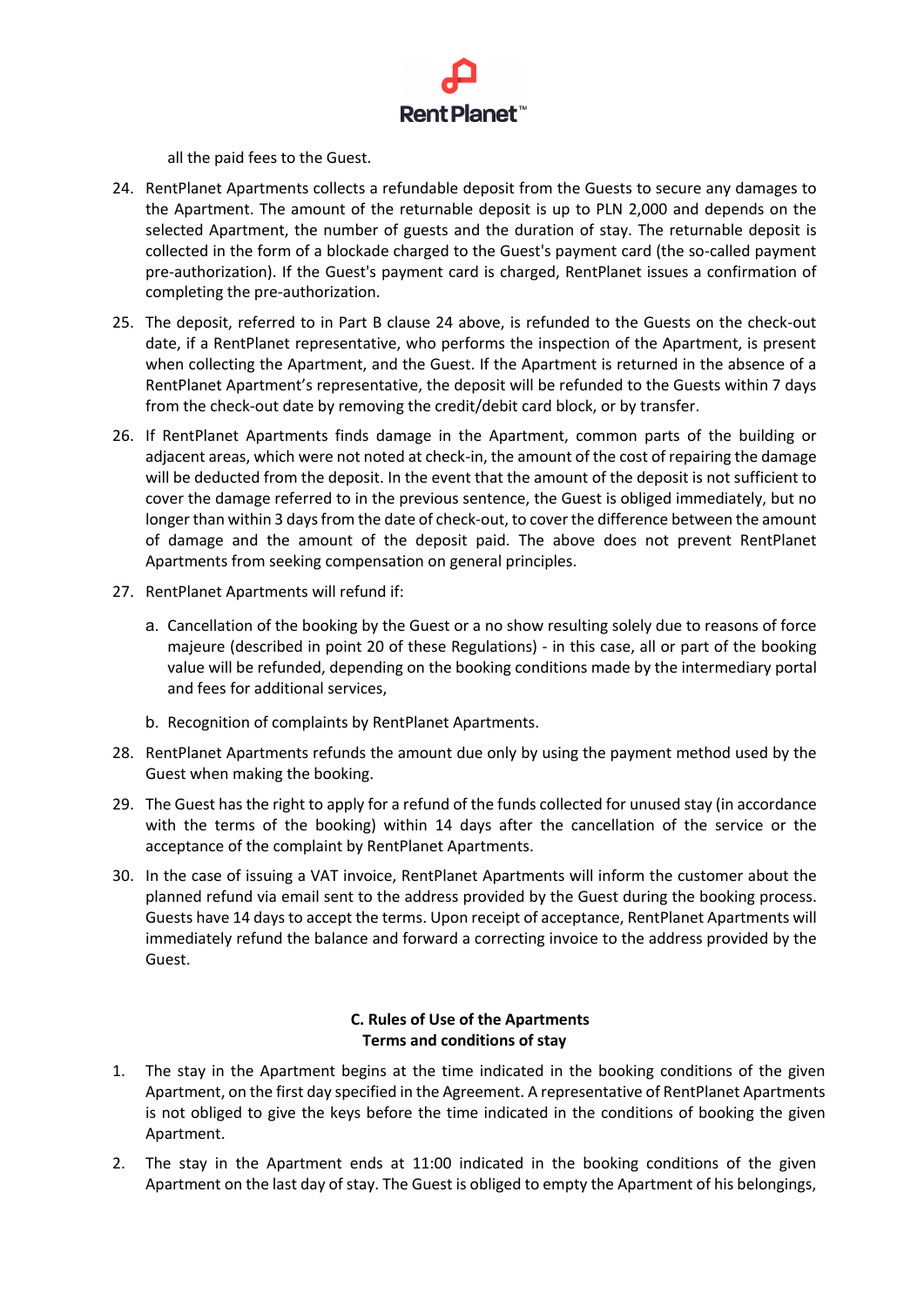all the paid fees to the Guest.

24. RentPlanet Apartments collects a refundable deposit from the Guests to secure any damages to the Apartment. The amount of the returnable deposit is up to PLN 2,000 and depends on the selected Apartment, the number of guests and the duration of stay. The returnable deposit is collected in the form of a blockade charged to the Guest's payment card (the so-called payment pre-authorization). If the Guest's payment card is charged, RentPlanet issues a confirmation of completing the pre-authorization.
25. The deposit, referred to in Part B clause 24 above, is refunded to the Guests on the check-out date, if a RentPlanet representative, who performs the inspection of the Apartment, is present when collecting the Apartment, and the Guest. If the Apartment is returned in the absence of a RentPlanet Apartment's representative, the deposit will be refunded to the Guests within 7 days from the check-out date by removing the credit/debit card block, or by transfer.
26. If RentPlanet Apartments finds damage in the Apartment, common parts of the building or adjacent areas, which were not noted at check-in, the amount of the cost of repairing the damage will be deducted from the deposit. In the event that the amount of the deposit is not sufficient to cover the damage referred to in the previous sentence, the Guest is obliged immediately, but no longer than within 3 days from the date of check-out, to cover the difference between the amount of damage and the amount of the deposit paid. The above does not prevent RentPlanet Apartments from seeking compensation on general principles.
27. RentPlanet Apartments will refund if:
    a. Cancellation of the booking by the Guest or a no show resulting solely due to reasons of force majeure (described in point 20 of these Regulations) - in this case, all or part of the booking value will be refunded, depending on the booking conditions made by the intermediary portal and fees for additional services,
    b. Recognition of complaints by RentPlanet Apartments.
28. RentPlanet Apartments refunds the amount due only by using the payment method used by the Guest when making the booking.
29. The Guest has the right to apply for a refund of the funds collected for unused stay (in accordance with the terms of the booking) within 14 days after the cancellation of the service or the acceptance of the complaint by RentPlanet Apartments.
30. In the case of issuing a VAT invoice, RentPlanet Apartments will inform the customer about the planned refund via email sent to the address provided by the Guest during the booking process. Guests have 14 days to accept the terms. Upon receipt of acceptance, RentPlanet Apartments will immediately refund the balance and forward a correcting invoice to the address provided by the Guest.

## C. Rules of Use of the Apartments
### Terms and conditions of stay

1. The stay in the Apartment begins at the time indicated in the booking conditions of the given Apartment, on the first day specified in the Agreement. A representative of RentPlanet Apartments is not obliged to give the keys before the time indicated in the conditions of booking the given Apartment.
2. The stay in the Apartment ends at 11:00 indicated in the booking conditions of the given Apartment on the last day of stay. The Guest is obliged to empty the Apartment of his belongings,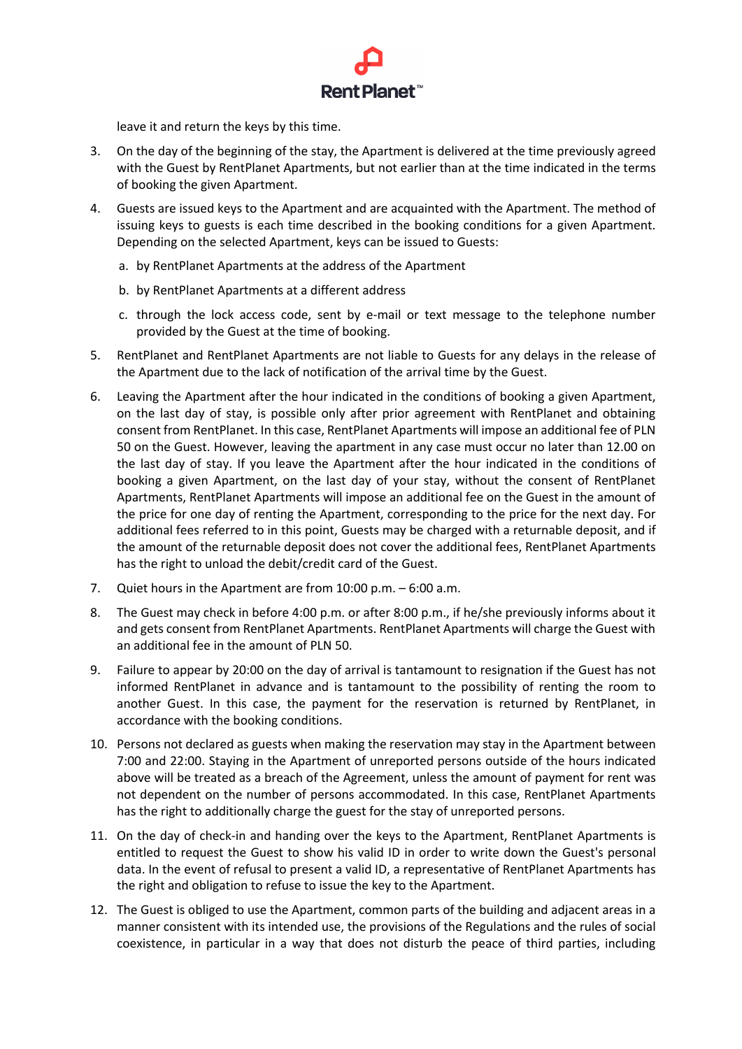leave it and return the keys by this time.

3. On the day of the beginning of the stay, the Apartment is delivered at the time previously agreed with the Guest by RentPlanet Apartments, but not earlier than at the time indicated in the terms of booking the given Apartment.
4. Guests are issued keys to the Apartment and are acquainted with the Apartment. The method of issuing keys to guests is each time described in the booking conditions for a given Apartment. Depending on the selected Apartment, keys can be issued to Guests:
   a. by RentPlanet Apartments at the address of the Apartment
   b. by RentPlanet Apartments at a different address
   c. through the lock access code, sent by e-mail or text message to the telephone number provided by the Guest at the time of booking.
5. RentPlanet and RentPlanet Apartments are not liable to Guests for any delays in the release of the Apartment due to the lack of notification of the arrival time by the Guest.
6. Leaving the Apartment after the hour indicated in the conditions of booking a given Apartment, on the last day of stay, is possible only after prior agreement with RentPlanet and obtaining consent from RentPlanet. In this case, RentPlanet Apartments will impose an additional fee of PLN 50 on the Guest. However, leaving the apartment in any case must occur no later than 12.00 on the last day of stay. If you leave the Apartment after the hour indicated in the conditions of booking a given Apartment, on the last day of your stay, without the consent of RentPlanet Apartments, RentPlanet Apartments will impose an additional fee on the Guest in the amount of the price for one day of renting the Apartment, corresponding to the price for the next day. For additional fees referred to in this point, Guests may be charged with a returnable deposit, and if the amount of the returnable deposit does not cover the additional fees, RentPlanet Apartments has the right to unload the debit/credit card of the Guest.
7. Quiet hours in the Apartment are from 10:00 p.m. – 6:00 a.m.
8. The Guest may check in before 4:00 p.m. or after 8:00 p.m., if he/she previously informs about it and gets consent from RentPlanet Apartments. RentPlanet Apartments will charge the Guest with an additional fee in the amount of PLN 50.
9. Failure to appear by 20:00 on the day of arrival is tantamount to resignation if the Guest has not informed RentPlanet in advance and is tantamount to the possibility of renting the room to another Guest. In this case, the payment for the reservation is returned by RentPlanet, in accordance with the booking conditions.
10. Persons not declared as guests when making the reservation may stay in the Apartment between 7:00 and 22:00. Staying in the Apartment of unreported persons outside of the hours indicated above will be treated as a breach of the Agreement, unless the amount of payment for rent was not dependent on the number of persons accommodated. In this case, RentPlanet Apartments has the right to additionally charge the guest for the stay of unreported persons.
11. On the day of check-in and handing over the keys to the Apartment, RentPlanet Apartments is entitled to request the Guest to show his valid ID in order to write down the Guest's personal data. In the event of refusal to present a valid ID, a representative of RentPlanet Apartments has the right and obligation to refuse to issue the key to the Apartment.
12. The Guest is obliged to use the Apartment, common parts of the building and adjacent areas in a manner consistent with its intended use, the provisions of the Regulations and the rules of social coexistence, in particular in a way that does not disturb the peace of third parties, including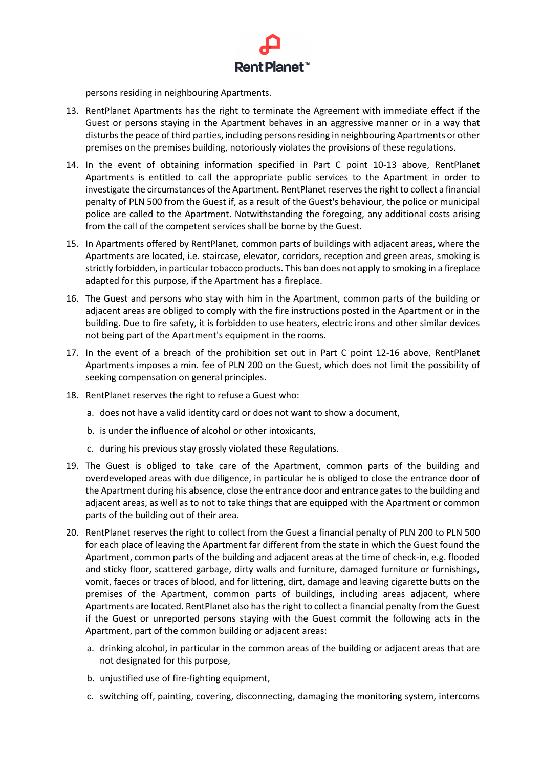persons residing in neighbouring Apartments.

13. RentPlanet Apartments has the right to terminate the Agreement with immediate effect if the Guest or persons staying in the Apartment behaves in an aggressive manner or in a way that disturbs the peace of third parties, including persons residing in neighbouring Apartments or other premises on the premises building, notoriously violates the provisions of these regulations.
14. In the event of obtaining information specified in Part C point 10-13 above, RentPlanet Apartments is entitled to call the appropriate public services to the Apartment in order to investigate the circumstances of the Apartment. RentPlanet reserves the right to collect a financial penalty of PLN 500 from the Guest if, as a result of the Guest's behaviour, the police or municipal police are called to the Apartment. Notwithstanding the foregoing, any additional costs arising from the call of the competent services shall be borne by the Guest.
15. In Apartments offered by RentPlanet, common parts of buildings with adjacent areas, where the Apartments are located, i.e. staircase, elevator, corridors, reception and green areas, smoking is strictly forbidden, in particular tobacco products. This ban does not apply to smoking in a fireplace adapted for this purpose, if the Apartment has a fireplace.
16. The Guest and persons who stay with him in the Apartment, common parts of the building or adjacent areas are obliged to comply with the fire instructions posted in the Apartment or in the building. Due to fire safety, it is forbidden to use heaters, electric irons and other similar devices not being part of the Apartment's equipment in the rooms.
17. In the event of a breach of the prohibition set out in Part C point 12-16 above, RentPlanet Apartments imposes a min. fee of PLN 200 on the Guest, which does not limit the possibility of seeking compensation on general principles.
18. RentPlanet reserves the right to refuse a Guest who:
    a. does not have a valid identity card or does not want to show a document,
    b. is under the influence of alcohol or other intoxicants,
    c. during his previous stay grossly violated these Regulations.
19. The Guest is obliged to take care of the Apartment, common parts of the building and overdeveloped areas with due diligence, in particular he is obliged to close the entrance door of the Apartment during his absence, close the entrance door and entrance gates to the building and adjacent areas, as well as to not to take things that are equipped with the Apartment or common parts of the building out of their area.
20. RentPlanet reserves the right to collect from the Guest a financial penalty of PLN 200 to PLN 500 for each place of leaving the Apartment far different from the state in which the Guest found the Apartment, common parts of the building and adjacent areas at the time of check-in, e.g. flooded and sticky floor, scattered garbage, dirty walls and furniture, damaged furniture or furnishings, vomit, faeces or traces of blood, and for littering, dirt, damage and leaving cigarette butts on the premises of the Apartment, common parts of buildings, including areas adjacent, where Apartments are located. RentPlanet also has the right to collect a financial penalty from the Guest if the Guest or unreported persons staying with the Guest commit the following acts in the Apartment, part of the common building or adjacent areas:
    a. drinking alcohol, in particular in the common areas of the building or adjacent areas that are not designated for this purpose,
    b. unjustified use of fire-fighting equipment,
    c. switching off, painting, covering, disconnecting, damaging the monitoring system, intercoms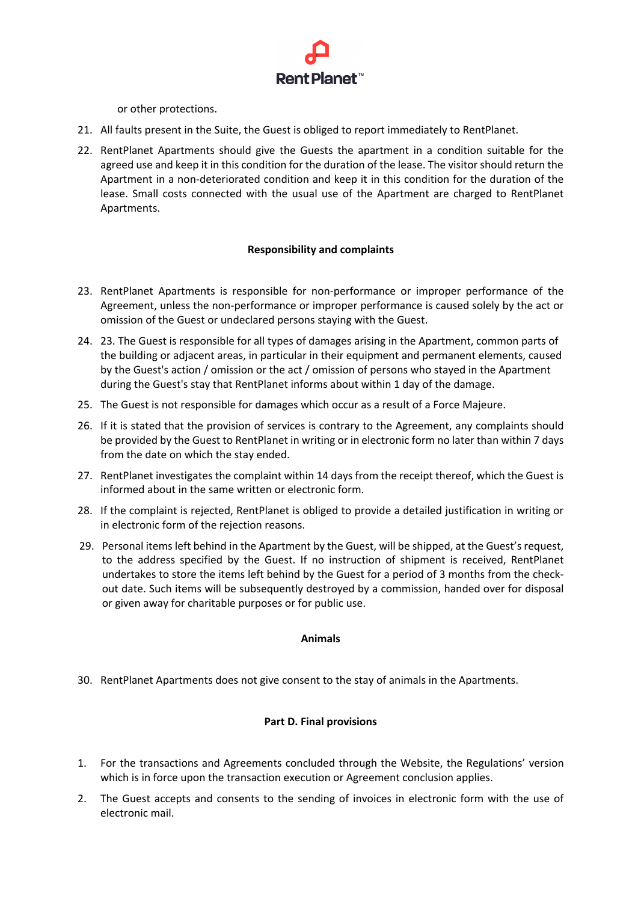or other protections.

21. All faults present in the Suite, the Guest is obliged to report immediately to RentPlanet.
22. RentPlanet Apartments should give the Guests the apartment in a condition suitable for the agreed use and keep it in this condition for the duration of the lease. The visitor should return the Apartment in a non-deteriorated condition and keep it in this condition for the duration of the lease. Small costs connected with the usual use of the Apartment are charged to RentPlanet Apartments.

**Responsibility and complaints**

23. RentPlanet Apartments is responsible for non-performance or improper performance of the Agreement, unless the non-performance or improper performance is caused solely by the act or omission of the Guest or undeclared persons staying with the Guest.
24. 23. The Guest is responsible for all types of damages arising in the Apartment, common parts of the building or adjacent areas, in particular in their equipment and permanent elements, caused by the Guest's action / omission or the act / omission of persons who stayed in the Apartment during the Guest's stay that RentPlanet informs about within 1 day of the damage.
25. The Guest is not responsible for damages which occur as a result of a Force Majeure.
26. If it is stated that the provision of services is contrary to the Agreement, any complaints should be provided by the Guest to RentPlanet in writing or in electronic form no later than within 7 days from the date on which the stay ended.
27. RentPlanet investigates the complaint within 14 days from the receipt thereof, which the Guest is informed about in the same written or electronic form.
28. If the complaint is rejected, RentPlanet is obliged to provide a detailed justification in writing or in electronic form of the rejection reasons.
29. Personal items left behind in the Apartment by the Guest, will be shipped, at the Guest's request, to the address specified by the Guest. If no instruction of shipment is received, RentPlanet undertakes to store the items left behind by the Guest for a period of 3 months from the check-out date. Such items will be subsequently destroyed by a commission, handed over for disposal or given away for charitable purposes or for public use.

**Animals**

30. RentPlanet Apartments does not give consent to the stay of animals in the Apartments.

**Part D. Final provisions**

1. For the transactions and Agreements concluded through the Website, the Regulations' version which is in force upon the transaction execution or Agreement conclusion applies.
2. The Guest accepts and consents to the sending of invoices in electronic form with the use of electronic mail.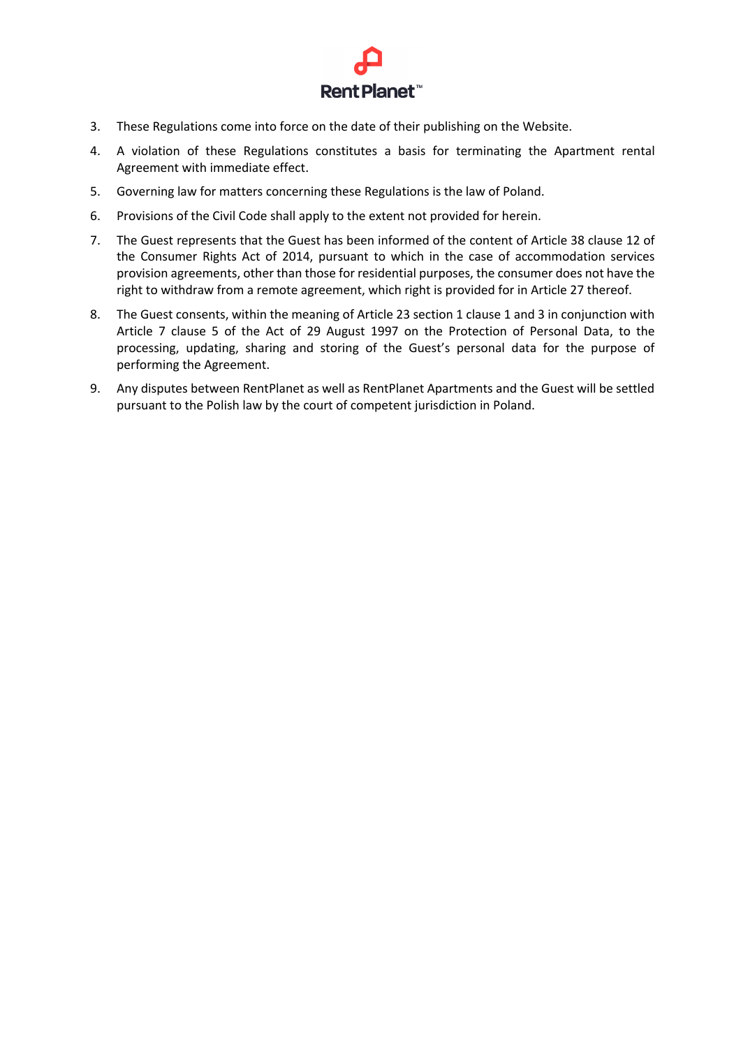3. These Regulations come into force on the date of their publishing on the Website.
4. A violation of these Regulations constitutes a basis for terminating the Apartment rental Agreement with immediate effect.
5. Governing law for matters concerning these Regulations is the law of Poland.
6. Provisions of the Civil Code shall apply to the extent not provided for herein.
7. The Guest represents that the Guest has been informed of the content of Article 38 clause 12 of the Consumer Rights Act of 2014, pursuant to which in the case of accommodation services provision agreements, other than those for residential purposes, the consumer does not have the right to withdraw from a remote agreement, which right is provided for in Article 27 thereof.
8. The Guest consents, within the meaning of Article 23 section 1 clause 1 and 3 in conjunction with Article 7 clause 5 of the Act of 29 August 1997 on the Protection of Personal Data, to the processing, updating, sharing and storing of the Guest's personal data for the purpose of performing the Agreement.
9. Any disputes between RentPlanet as well as RentPlanet Apartments and the Guest will be settled pursuant to the Polish law by the court of competent jurisdiction in Poland.